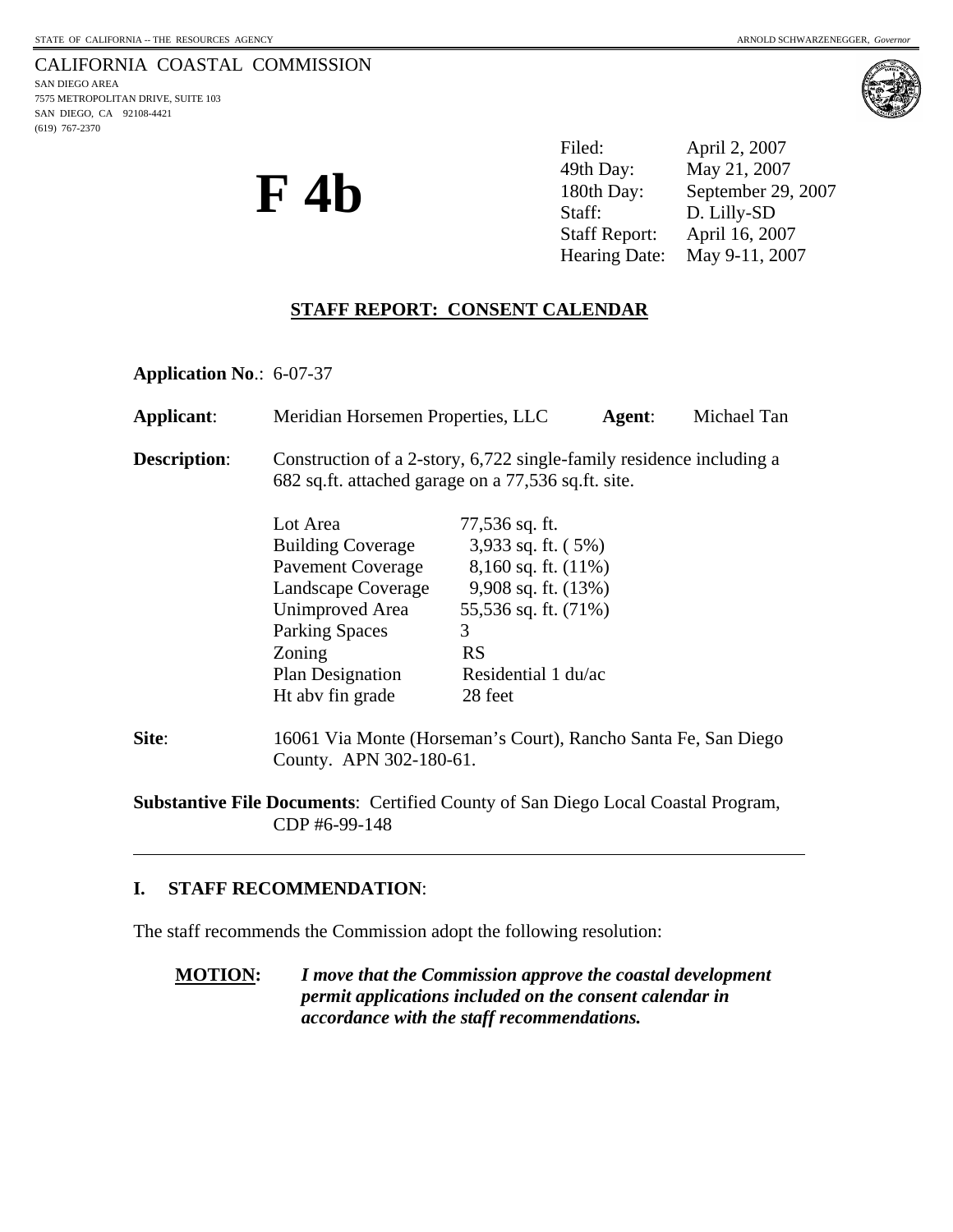STATE OF CALIFORNIA -- THE RESOURCES AGENCY ARNOLD SCHWARZENEGGER, *Governor*

CALIFORNIA COASTAL COMMISSION
SAN DIEGO AREA
7575 METROPOLITAN DRIVE, SUITE 103
SAN DIEGO, CA 92108-4421
(619) 767-2370

# F 4b

| | |
|---|---|
| Filed: | April 2, 2007 |
| 49th Day: | May 21, 2007 |
| 180th Day: | September 29, 2007 |
| Staff: | D. Lilly-SD |
| Staff Report: | April 16, 2007 |
| Hearing Date: | May 9-11, 2007 |

## STAFF REPORT: CONSENT CALENDAR

**Application No**.: 6-07-37

**Applicant**: Meridian Horsemen Properties, LLC **Agent**: Michael Tan

**Description**: Construction of a 2-story, 6,722 single-family residence including a 682 sq.ft. attached garage on a 77,536 sq.ft. site.

| | |
|---|---|
| Lot Area | 77,536 sq. ft. |
| Building Coverage | 3,933 sq. ft. ( 5%) |
| Pavement Coverage | 8,160 sq. ft. (11%) |
| Landscape Coverage | 9,908 sq. ft. (13%) |
| Unimproved Area | 55,536 sq. ft. (71%) |
| Parking Spaces | 3 |
| Zoning | RS |
| Plan Designation | Residential 1 du/ac |
| Ht abv fin grade | 28 feet |

**Site**: 16061 Via Monte (Horseman's Court), Rancho Santa Fe, San Diego County. APN 302-180-61.

**Substantive File Documents**: Certified County of San Diego Local Coastal Program, CDP #6-99-148

---

## I. STAFF RECOMMENDATION:

The staff recommends the Commission adopt the following resolution:

**MOTION:** ***I move that the Commission approve the coastal development permit applications included on the consent calendar in accordance with the staff recommendations.***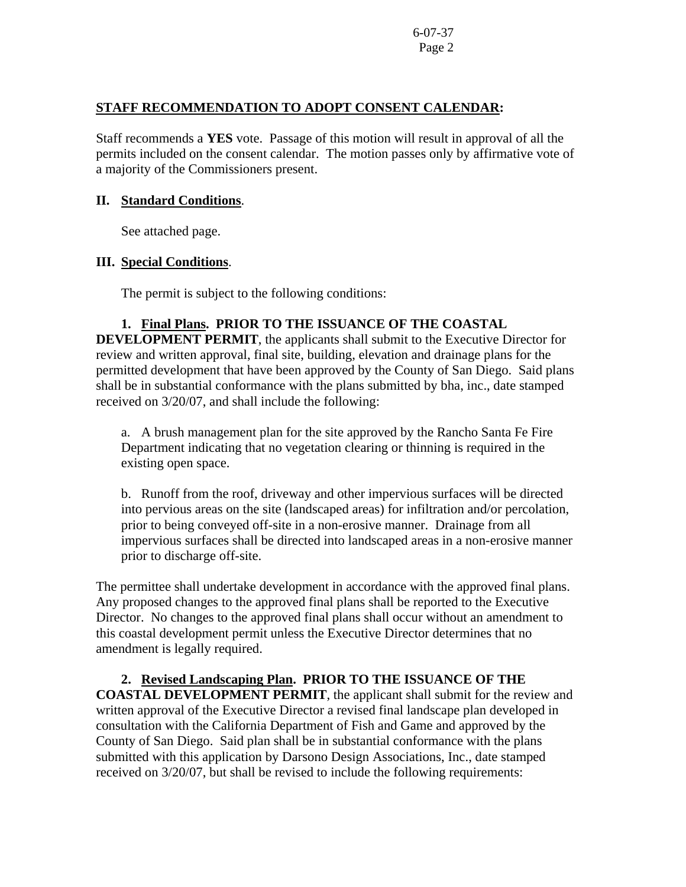**STAFF RECOMMENDATION TO ADOPT CONSENT CALENDAR:**

Staff recommends a **YES** vote. Passage of this motion will result in approval of all the permits included on the consent calendar. The motion passes only by affirmative vote of a majority of the Commissioners present.

## II. Standard Conditions.

See attached page.

## III. Special Conditions.

The permit is subject to the following conditions:

**1. Final Plans. PRIOR TO THE ISSUANCE OF THE COASTAL DEVELOPMENT PERMIT**, the applicants shall submit to the Executive Director for review and written approval, final site, building, elevation and drainage plans for the permitted development that have been approved by the County of San Diego. Said plans shall be in substantial conformance with the plans submitted by bha, inc., date stamped received on 3/20/07, and shall include the following:

a. A brush management plan for the site approved by the Rancho Santa Fe Fire Department indicating that no vegetation clearing or thinning is required in the existing open space.

b. Runoff from the roof, driveway and other impervious surfaces will be directed into pervious areas on the site (landscaped areas) for infiltration and/or percolation, prior to being conveyed off-site in a non-erosive manner. Drainage from all impervious surfaces shall be directed into landscaped areas in a non-erosive manner prior to discharge off-site.

The permittee shall undertake development in accordance with the approved final plans. Any proposed changes to the approved final plans shall be reported to the Executive Director. No changes to the approved final plans shall occur without an amendment to this coastal development permit unless the Executive Director determines that no amendment is legally required.

**2. Revised Landscaping Plan. PRIOR TO THE ISSUANCE OF THE COASTAL DEVELOPMENT PERMIT**, the applicant shall submit for the review and written approval of the Executive Director a revised final landscape plan developed in consultation with the California Department of Fish and Game and approved by the County of San Diego. Said plan shall be in substantial conformance with the plans submitted with this application by Darsono Design Associations, Inc., date stamped received on 3/20/07, but shall be revised to include the following requirements: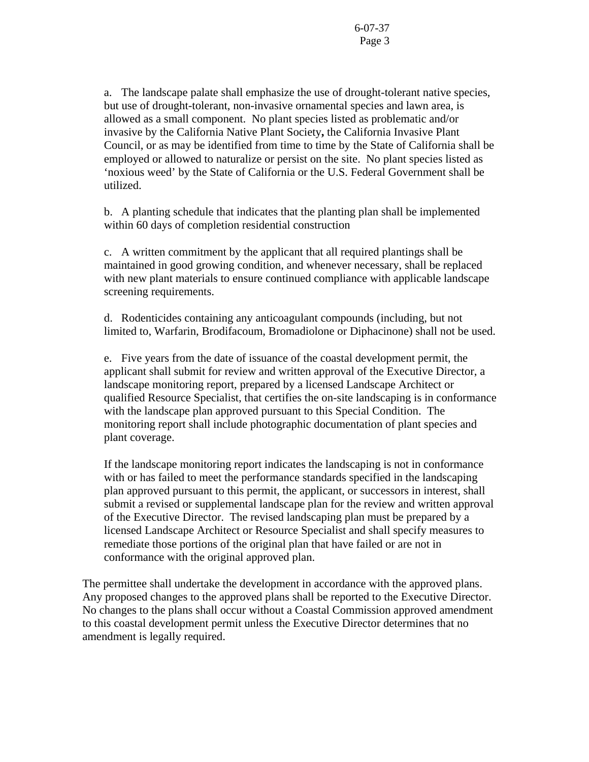a. The landscape palate shall emphasize the use of drought-tolerant native species, but use of drought-tolerant, non-invasive ornamental species and lawn area, is allowed as a small component. No plant species listed as problematic and/or invasive by the California Native Plant Society**,** the California Invasive Plant Council, or as may be identified from time to time by the State of California shall be employed or allowed to naturalize or persist on the site. No plant species listed as 'noxious weed' by the State of California or the U.S. Federal Government shall be utilized.

b. A planting schedule that indicates that the planting plan shall be implemented within 60 days of completion residential construction

c. A written commitment by the applicant that all required plantings shall be maintained in good growing condition, and whenever necessary, shall be replaced with new plant materials to ensure continued compliance with applicable landscape screening requirements.

d. Rodenticides containing any anticoagulant compounds (including, but not limited to, Warfarin, Brodifacoum, Bromadiolone or Diphacinone) shall not be used.

e. Five years from the date of issuance of the coastal development permit, the applicant shall submit for review and written approval of the Executive Director, a landscape monitoring report, prepared by a licensed Landscape Architect or qualified Resource Specialist, that certifies the on-site landscaping is in conformance with the landscape plan approved pursuant to this Special Condition. The monitoring report shall include photographic documentation of plant species and plant coverage.

If the landscape monitoring report indicates the landscaping is not in conformance with or has failed to meet the performance standards specified in the landscaping plan approved pursuant to this permit, the applicant, or successors in interest, shall submit a revised or supplemental landscape plan for the review and written approval of the Executive Director. The revised landscaping plan must be prepared by a licensed Landscape Architect or Resource Specialist and shall specify measures to remediate those portions of the original plan that have failed or are not in conformance with the original approved plan.

The permittee shall undertake the development in accordance with the approved plans. Any proposed changes to the approved plans shall be reported to the Executive Director. No changes to the plans shall occur without a Coastal Commission approved amendment to this coastal development permit unless the Executive Director determines that no amendment is legally required.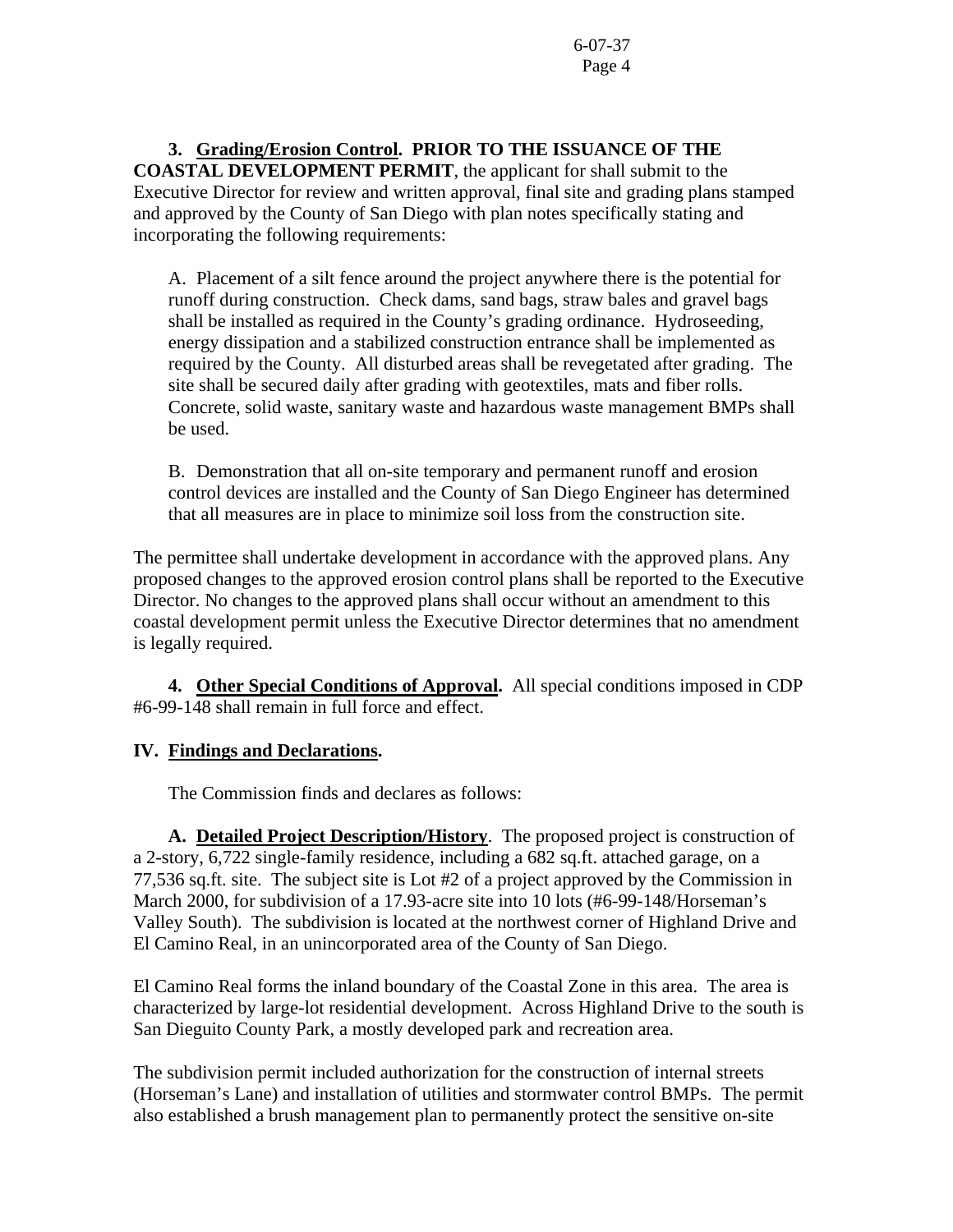**3. Grading/Erosion Control. PRIOR TO THE ISSUANCE OF THE COASTAL DEVELOPMENT PERMIT**, the applicant for shall submit to the Executive Director for review and written approval, final site and grading plans stamped and approved by the County of San Diego with plan notes specifically stating and incorporating the following requirements:

A. Placement of a silt fence around the project anywhere there is the potential for runoff during construction. Check dams, sand bags, straw bales and gravel bags shall be installed as required in the County's grading ordinance. Hydroseeding, energy dissipation and a stabilized construction entrance shall be implemented as required by the County. All disturbed areas shall be revegetated after grading. The site shall be secured daily after grading with geotextiles, mats and fiber rolls. Concrete, solid waste, sanitary waste and hazardous waste management BMPs shall be used.

B. Demonstration that all on-site temporary and permanent runoff and erosion control devices are installed and the County of San Diego Engineer has determined that all measures are in place to minimize soil loss from the construction site.

The permittee shall undertake development in accordance with the approved plans. Any proposed changes to the approved erosion control plans shall be reported to the Executive Director. No changes to the approved plans shall occur without an amendment to this coastal development permit unless the Executive Director determines that no amendment is legally required.

**4. Other Special Conditions of Approval.** All special conditions imposed in CDP #6-99-148 shall remain in full force and effect.

## IV. Findings and Declarations.

The Commission finds and declares as follows:

**A. Detailed Project Description/History**. The proposed project is construction of a 2-story, 6,722 single-family residence, including a 682 sq.ft. attached garage, on a 77,536 sq.ft. site. The subject site is Lot #2 of a project approved by the Commission in March 2000, for subdivision of a 17.93-acre site into 10 lots (#6-99-148/Horseman's Valley South). The subdivision is located at the northwest corner of Highland Drive and El Camino Real, in an unincorporated area of the County of San Diego.

El Camino Real forms the inland boundary of the Coastal Zone in this area. The area is characterized by large-lot residential development. Across Highland Drive to the south is San Dieguito County Park, a mostly developed park and recreation area.

The subdivision permit included authorization for the construction of internal streets (Horseman's Lane) and installation of utilities and stormwater control BMPs. The permit also established a brush management plan to permanently protect the sensitive on-site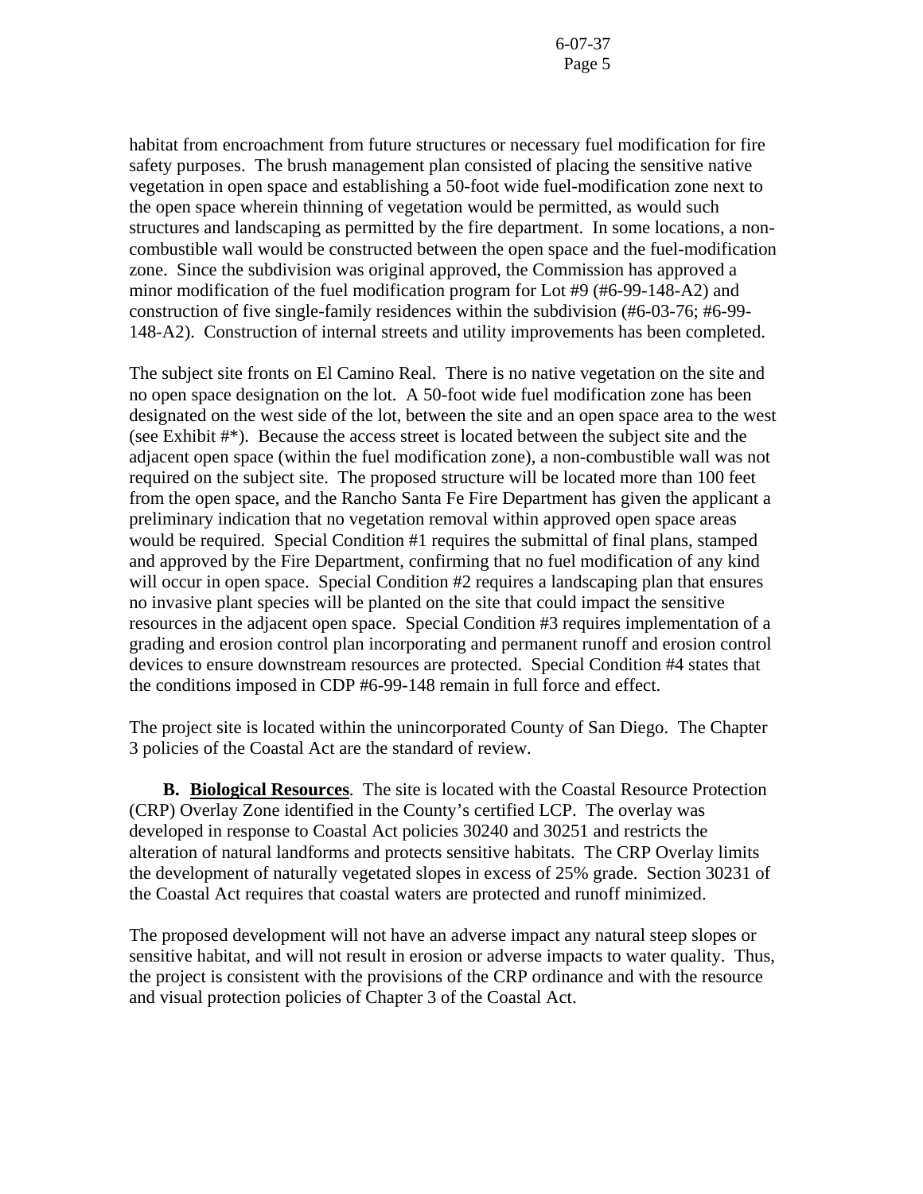habitat from encroachment from future structures or necessary fuel modification for fire safety purposes. The brush management plan consisted of placing the sensitive native vegetation in open space and establishing a 50-foot wide fuel-modification zone next to the open space wherein thinning of vegetation would be permitted, as would such structures and landscaping as permitted by the fire department. In some locations, a non-combustible wall would be constructed between the open space and the fuel-modification zone. Since the subdivision was original approved, the Commission has approved a minor modification of the fuel modification program for Lot #9 (#6-99-148-A2) and construction of five single-family residences within the subdivision (#6-03-76; #6-99-148-A2). Construction of internal streets and utility improvements has been completed.

The subject site fronts on El Camino Real. There is no native vegetation on the site and no open space designation on the lot. A 50-foot wide fuel modification zone has been designated on the west side of the lot, between the site and an open space area to the west (see Exhibit #*). Because the access street is located between the subject site and the adjacent open space (within the fuel modification zone), a non-combustible wall was not required on the subject site. The proposed structure will be located more than 100 feet from the open space, and the Rancho Santa Fe Fire Department has given the applicant a preliminary indication that no vegetation removal within approved open space areas would be required. Special Condition #1 requires the submittal of final plans, stamped and approved by the Fire Department, confirming that no fuel modification of any kind will occur in open space. Special Condition #2 requires a landscaping plan that ensures no invasive plant species will be planted on the site that could impact the sensitive resources in the adjacent open space. Special Condition #3 requires implementation of a grading and erosion control plan incorporating and permanent runoff and erosion control devices to ensure downstream resources are protected. Special Condition #4 states that the conditions imposed in CDP #6-99-148 remain in full force and effect.

The project site is located within the unincorporated County of San Diego. The Chapter 3 policies of the Coastal Act are the standard of review.

**B. Biological Resources**. The site is located with the Coastal Resource Protection (CRP) Overlay Zone identified in the County's certified LCP. The overlay was developed in response to Coastal Act policies 30240 and 30251 and restricts the alteration of natural landforms and protects sensitive habitats. The CRP Overlay limits the development of naturally vegetated slopes in excess of 25% grade. Section 30231 of the Coastal Act requires that coastal waters are protected and runoff minimized.

The proposed development will not have an adverse impact any natural steep slopes or sensitive habitat, and will not result in erosion or adverse impacts to water quality. Thus, the project is consistent with the provisions of the CRP ordinance and with the resource and visual protection policies of Chapter 3 of the Coastal Act.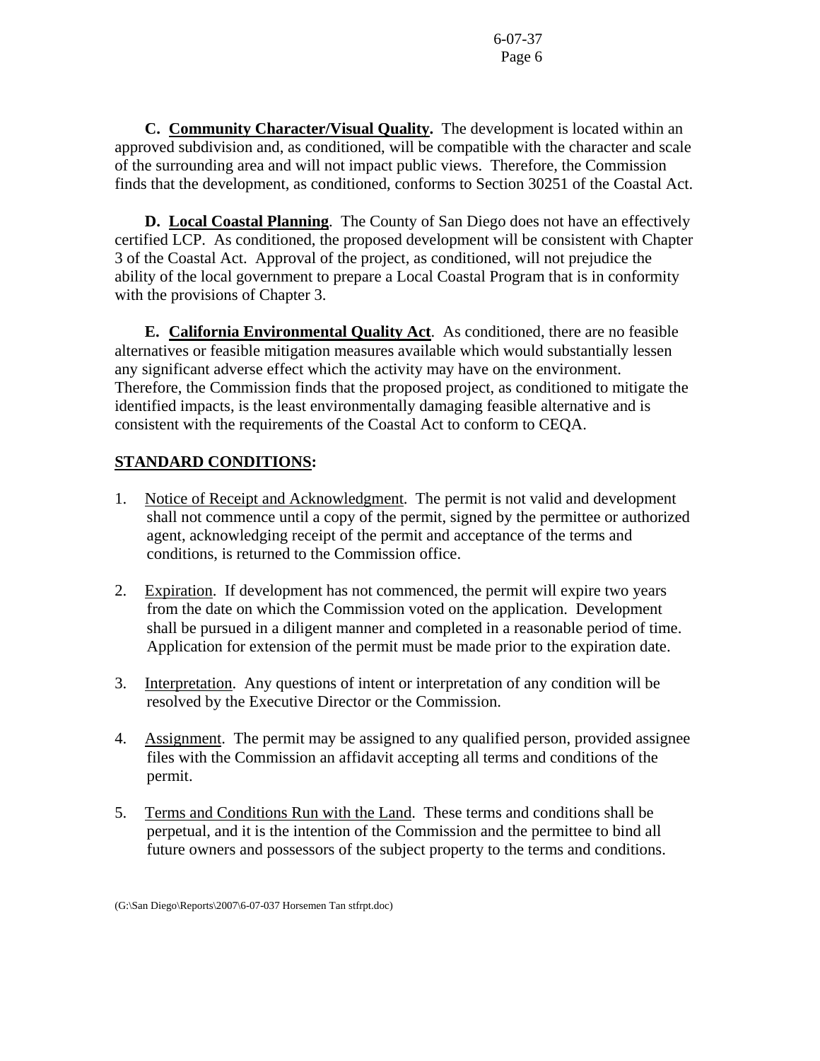**C. Community Character/Visual Quality.** The development is located within an approved subdivision and, as conditioned, will be compatible with the character and scale of the surrounding area and will not impact public views. Therefore, the Commission finds that the development, as conditioned, conforms to Section 30251 of the Coastal Act.

**D. Local Coastal Planning**. The County of San Diego does not have an effectively certified LCP. As conditioned, the proposed development will be consistent with Chapter 3 of the Coastal Act. Approval of the project, as conditioned, will not prejudice the ability of the local government to prepare a Local Coastal Program that is in conformity with the provisions of Chapter 3.

**E. California Environmental Quality Act**. As conditioned, there are no feasible alternatives or feasible mitigation measures available which would substantially lessen any significant adverse effect which the activity may have on the environment. Therefore, the Commission finds that the proposed project, as conditioned to mitigate the identified impacts, is the least environmentally damaging feasible alternative and is consistent with the requirements of the Coastal Act to conform to CEQA.

## STANDARD CONDITIONS:

1. Notice of Receipt and Acknowledgment. The permit is not valid and development shall not commence until a copy of the permit, signed by the permittee or authorized agent, acknowledging receipt of the permit and acceptance of the terms and conditions, is returned to the Commission office.

2. Expiration. If development has not commenced, the permit will expire two years from the date on which the Commission voted on the application. Development shall be pursued in a diligent manner and completed in a reasonable period of time. Application for extension of the permit must be made prior to the expiration date.

3. Interpretation. Any questions of intent or interpretation of any condition will be resolved by the Executive Director or the Commission.

4. Assignment. The permit may be assigned to any qualified person, provided assignee files with the Commission an affidavit accepting all terms and conditions of the permit.

5. Terms and Conditions Run with the Land. These terms and conditions shall be perpetual, and it is the intention of the Commission and the permittee to bind all future owners and possessors of the subject property to the terms and conditions.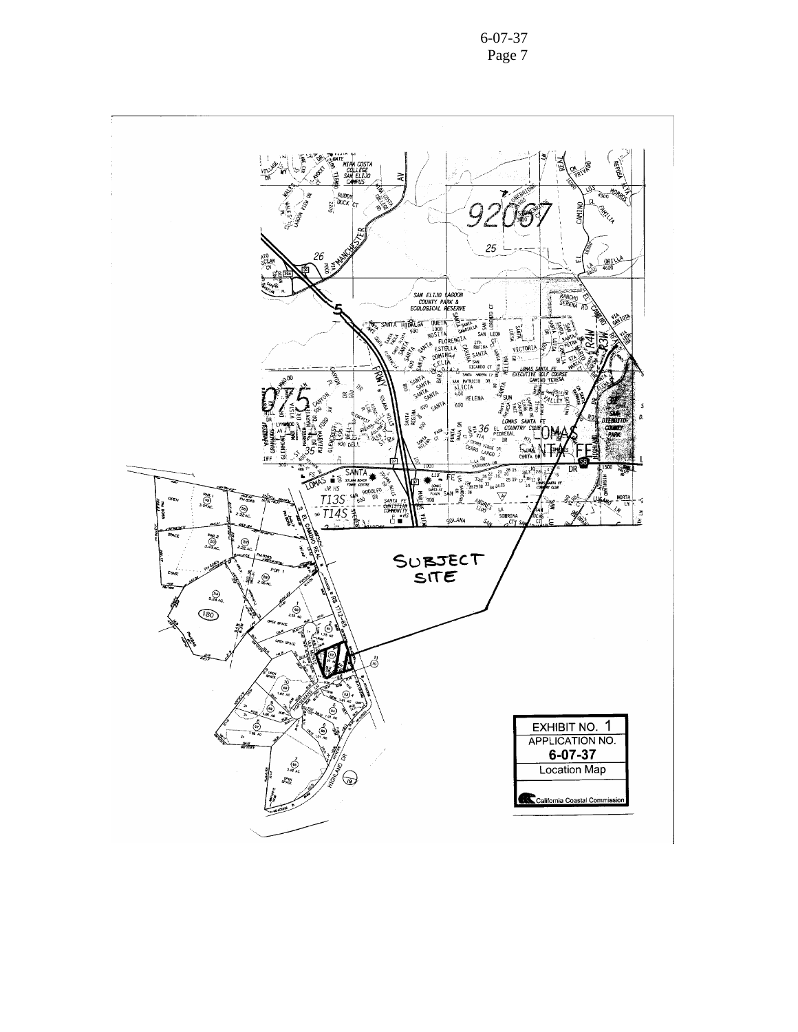SUBJECT SITE

EXHIBIT NO. 1
APPLICATION NO.
6-07-37
Location Map
California Coastal Commission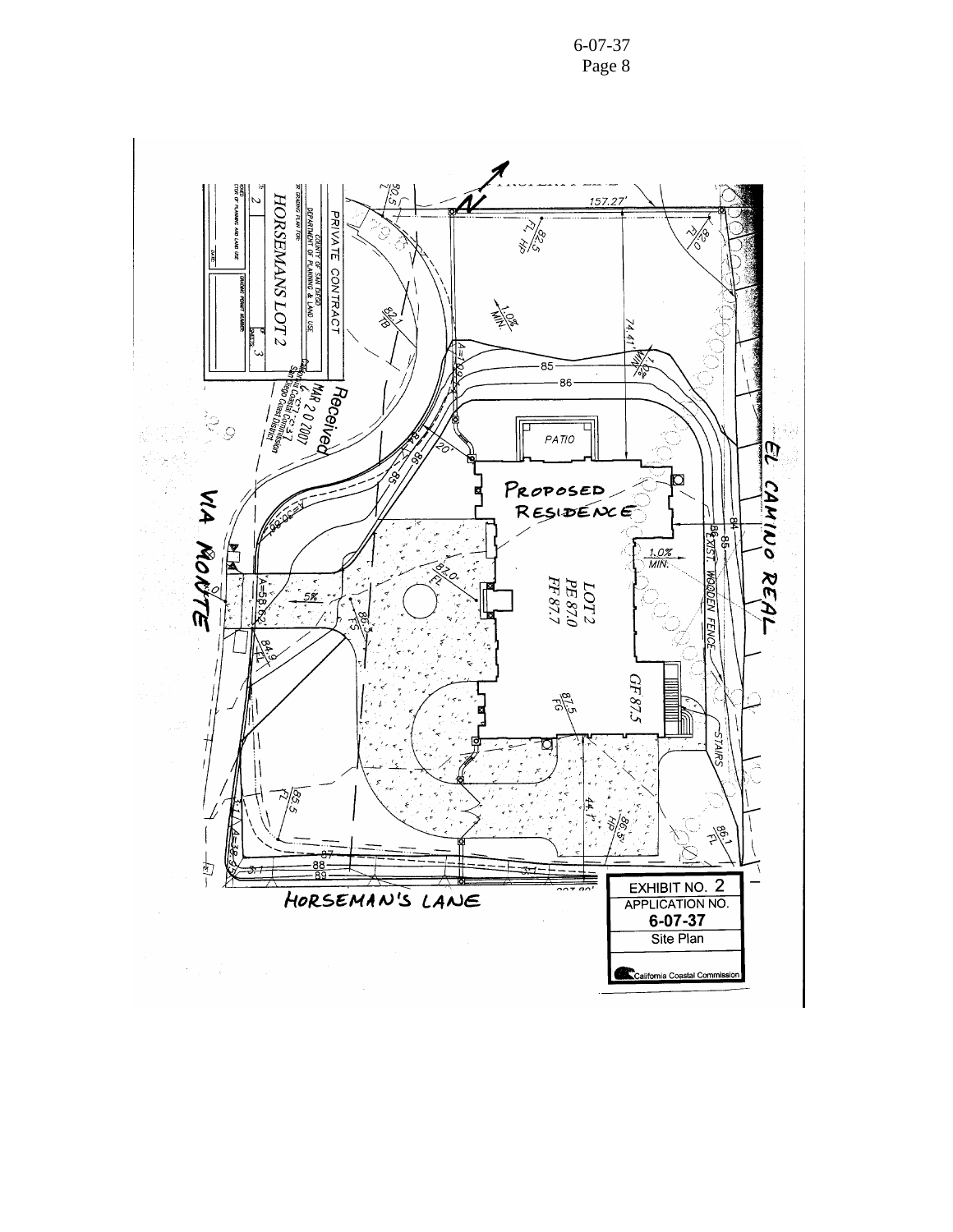EXHIBIT NO. 2

APPLICATION NO.

**6-07-37**

Site Plan

California Coastal Commission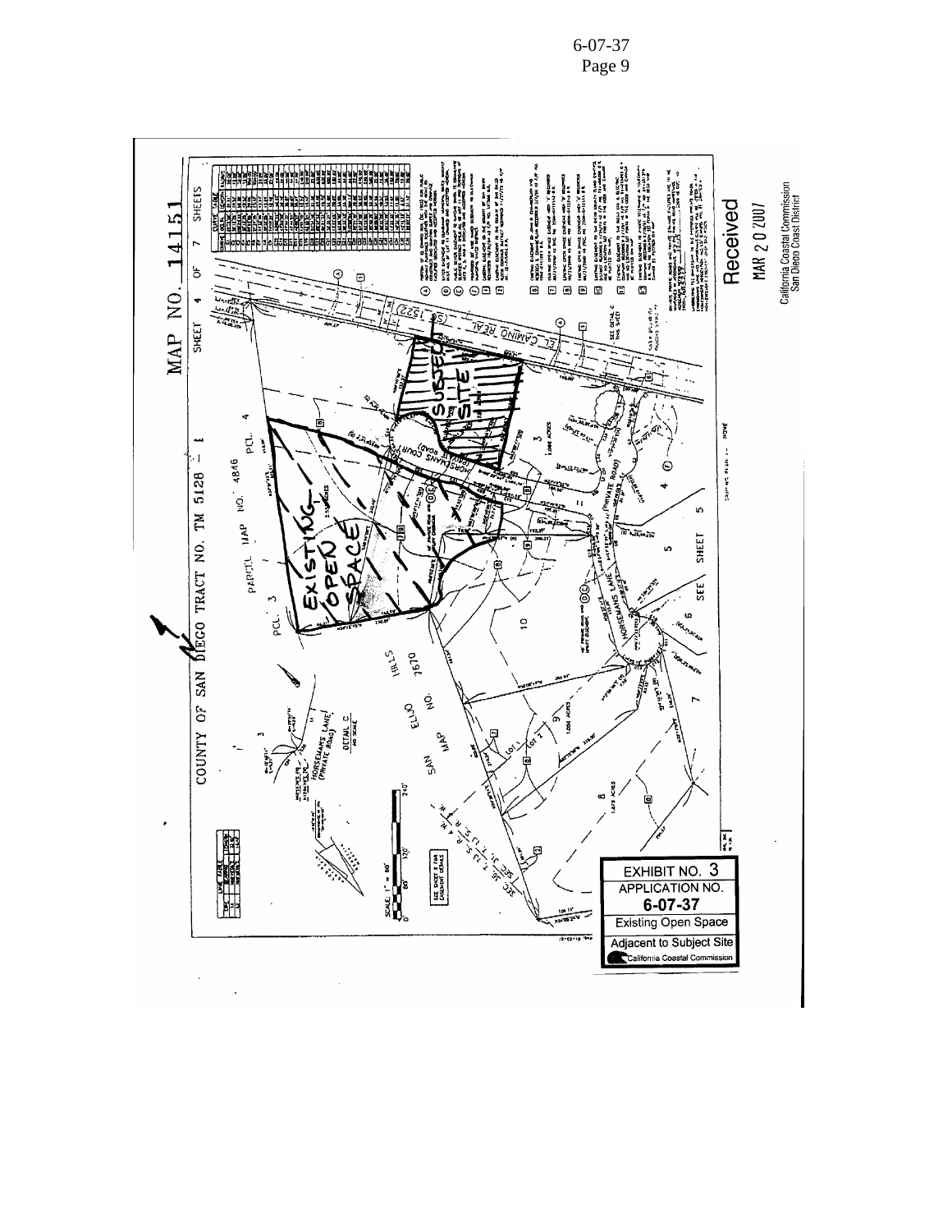6-07-37
Page 9

MAP NO. 14151

SHEET 4 OF 7 SHEETS

COUNTY OF SAN DIEGO TRACT NO. TM 5128 – 1

PARCEL MAP NO. 4846

SAN ELIJO HILLS MAP NO. 7610

EXISTING OPEN SPACE

SUBJECT SITE

EL CAMINO REAL

HORSEMANS COURT (PRIVATE ROAD)

HORSEMANS LANE (PRIVATE ROAD)

SEE SHEET 5

DETAIL C

SCALE: 1" = 80'

Received

MAR 2 0 2007

California Coastal Commission
San Diego Coast District

EXHIBIT NO. 3
APPLICATION NO.
6-07-37
Existing Open Space
Adjacent to Subject Site
California Coastal Commission